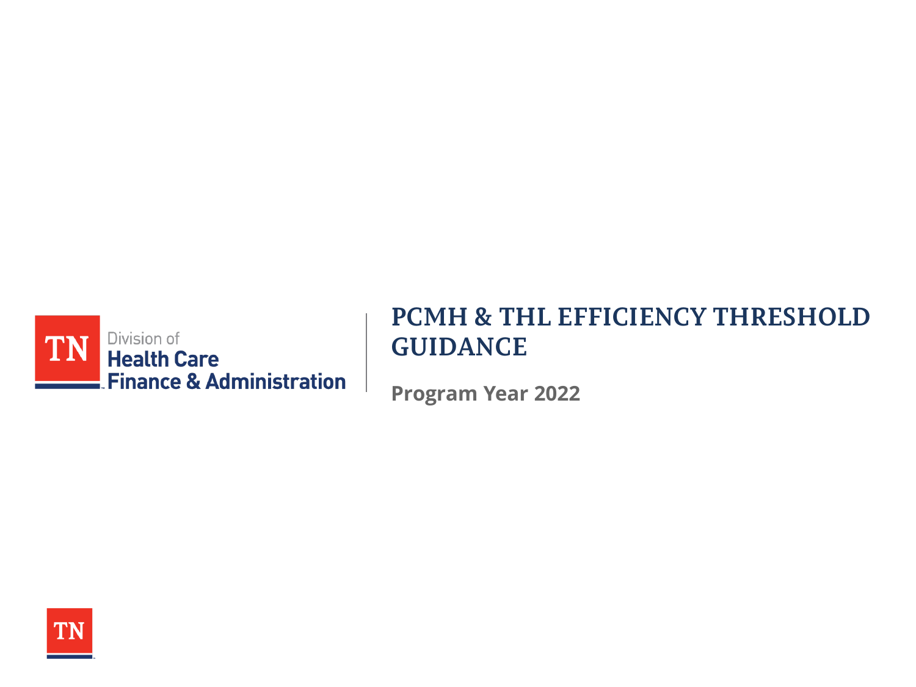Division of
**Health Care Finance & Administration**

# PCMH & THL EFFICIENCY THRESHOLD GUIDANCE

**Program Year 2022**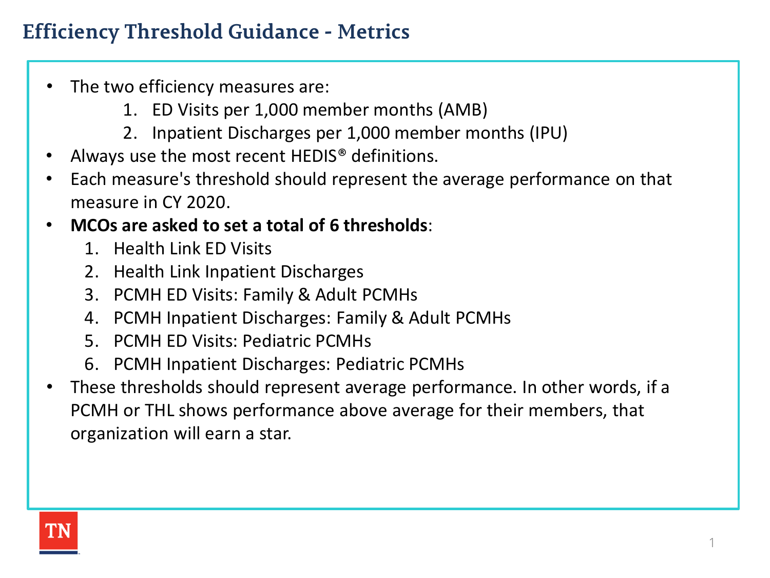# Efficiency Threshold Guidance - Metrics

- The two efficiency measures are:
  1. ED Visits per 1,000 member months (AMB)
  2. Inpatient Discharges per 1,000 member months (IPU)
- Always use the most recent HEDIS® definitions.
- Each measure's threshold should represent the average performance on that measure in CY 2020.
- **MCOs are asked to set a total of 6 thresholds**:
  1. Health Link ED Visits
  2. Health Link Inpatient Discharges
  3. PCMH ED Visits: Family & Adult PCMHs
  4. PCMH Inpatient Discharges: Family & Adult PCMHs
  5. PCMH ED Visits: Pediatric PCMHs
  6. PCMH Inpatient Discharges: Pediatric PCMHs
- These thresholds should represent average performance. In other words, if a PCMH or THL shows performance above average for their members, that organization will earn a star.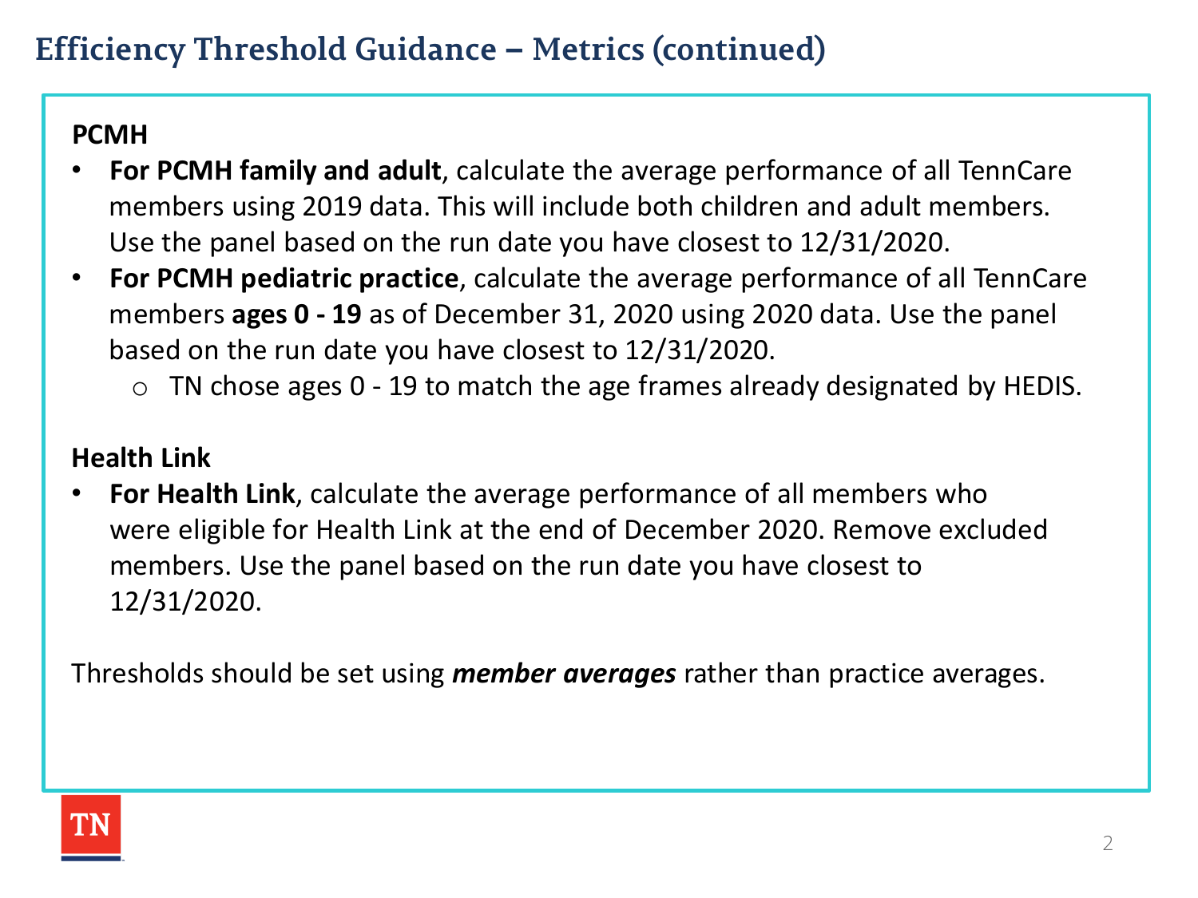# Efficiency Threshold Guidance – Metrics (continued)

**PCMH**

- **For PCMH family and adult**, calculate the average performance of all TennCare members using 2019 data. This will include both children and adult members. Use the panel based on the run date you have closest to 12/31/2020.
- **For PCMH pediatric practice**, calculate the average performance of all TennCare members **ages 0 - 19** as of December 31, 2020 using 2020 data. Use the panel based on the run date you have closest to 12/31/2020.
  - TN chose ages 0 - 19 to match the age frames already designated by HEDIS.

**Health Link**

- **For Health Link**, calculate the average performance of all members who were eligible for Health Link at the end of December 2020. Remove excluded members. Use the panel based on the run date you have closest to 12/31/2020.

Thresholds should be set using ***member averages*** rather than practice averages.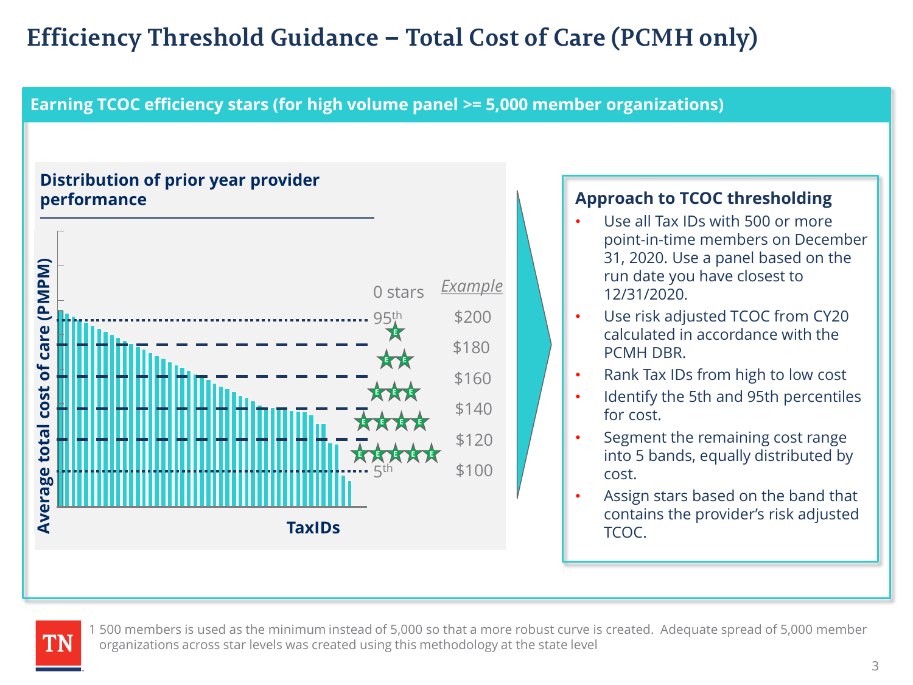# Efficiency Threshold Guidance – Total Cost of Care (PCMH only)

## Earning TCOC efficiency stars (for high volume panel >= 5,000 member organizations)

### Distribution of prior year provider performance

Average total cost of care (PMPM)

TaxIDs

0 stars

*Example*

95th — $200

$180

$160

$140

$120

5th — $100

### Approach to TCOC thresholding

- Use all Tax IDs with 500 or more point-in-time members on December 31, 2020. Use a panel based on the run date you have closest to 12/31/2020.
- Use risk adjusted TCOC from CY20 calculated in accordance with the PCMH DBR.
- Rank Tax IDs from high to low cost
- Identify the 5th and 95th percentiles for cost.
- Segment the remaining cost range into 5 bands, equally distributed by cost.
- Assign stars based on the band that contains the provider's risk adjusted TCOC.

1 500 members is used as the minimum instead of 5,000 so that a more robust curve is created. Adequate spread of 5,000 member organizations across star levels was created using this methodology at the state level